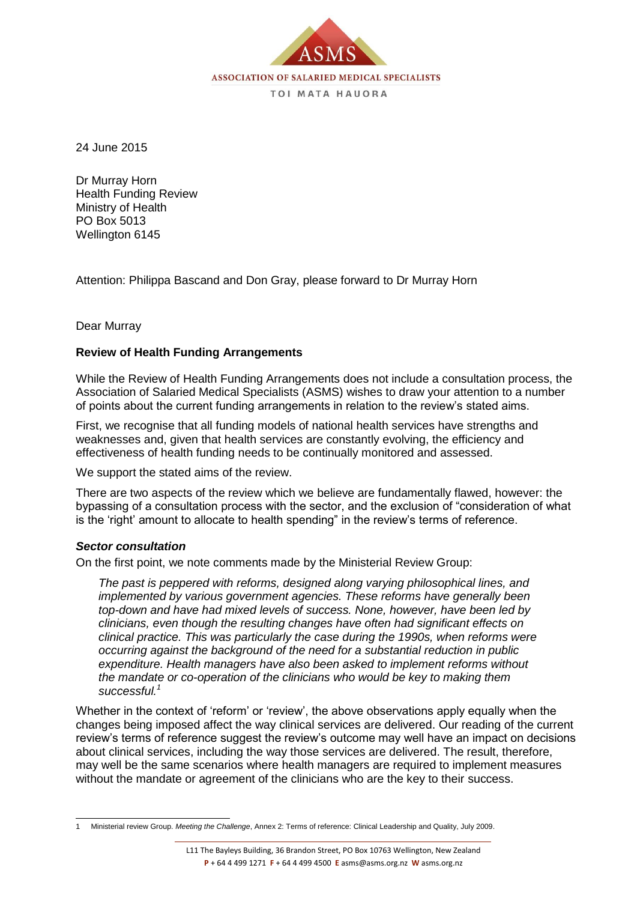ASMS

ASSOCIATION OF SALARIED MEDICAL SPECIALISTS

TOI MATA HAUORA

24 June 2015

Dr Murray Horn
Health Funding Review
Ministry of Health
PO Box 5013
Wellington 6145

Attention: Philippa Bascand and Don Gray, please forward to Dr Murray Horn

Dear Murray

**Review of Health Funding Arrangements**

While the Review of Health Funding Arrangements does not include a consultation process, the Association of Salaried Medical Specialists (ASMS) wishes to draw your attention to a number of points about the current funding arrangements in relation to the review's stated aims.

First, we recognise that all funding models of national health services have strengths and weaknesses and, given that health services are constantly evolving, the efficiency and effectiveness of health funding needs to be continually monitored and assessed.

We support the stated aims of the review.

There are two aspects of the review which we believe are fundamentally flawed, however: the bypassing of a consultation process with the sector, and the exclusion of "consideration of what is the 'right' amount to allocate to health spending" in the review's terms of reference.

***Sector consultation***

On the first point, we note comments made by the Ministerial Review Group:

> *The past is peppered with reforms, designed along varying philosophical lines, and implemented by various government agencies. These reforms have generally been top-down and have had mixed levels of success. None, however, have been led by clinicians, even though the resulting changes have often had significant effects on clinical practice. This was particularly the case during the 1990s, when reforms were occurring against the background of the need for a substantial reduction in public expenditure. Health managers have also been asked to implement reforms without the mandate or co-operation of the clinicians who would be key to making them successful.*[1]

Whether in the context of 'reform' or 'review', the above observations apply equally when the changes being imposed affect the way clinical services are delivered. Our reading of the current review's terms of reference suggest the review's outcome may well have an impact on decisions about clinical services, including the way those services are delivered. The result, therefore, may well be the same scenarios where health managers are required to implement measures without the mandate or agreement of the clinicians who are the key to their success.

1 Ministerial review Group. *Meeting the Challenge*, Annex 2: Terms of reference: Clinical Leadership and Quality, July 2009.

L11 The Bayleys Building, 36 Brandon Street, PO Box 10763 Wellington, New Zealand
**P** + 64 4 499 1271 **F** + 64 4 499 4500 **E** asms@asms.org.nz **W** asms.org.nz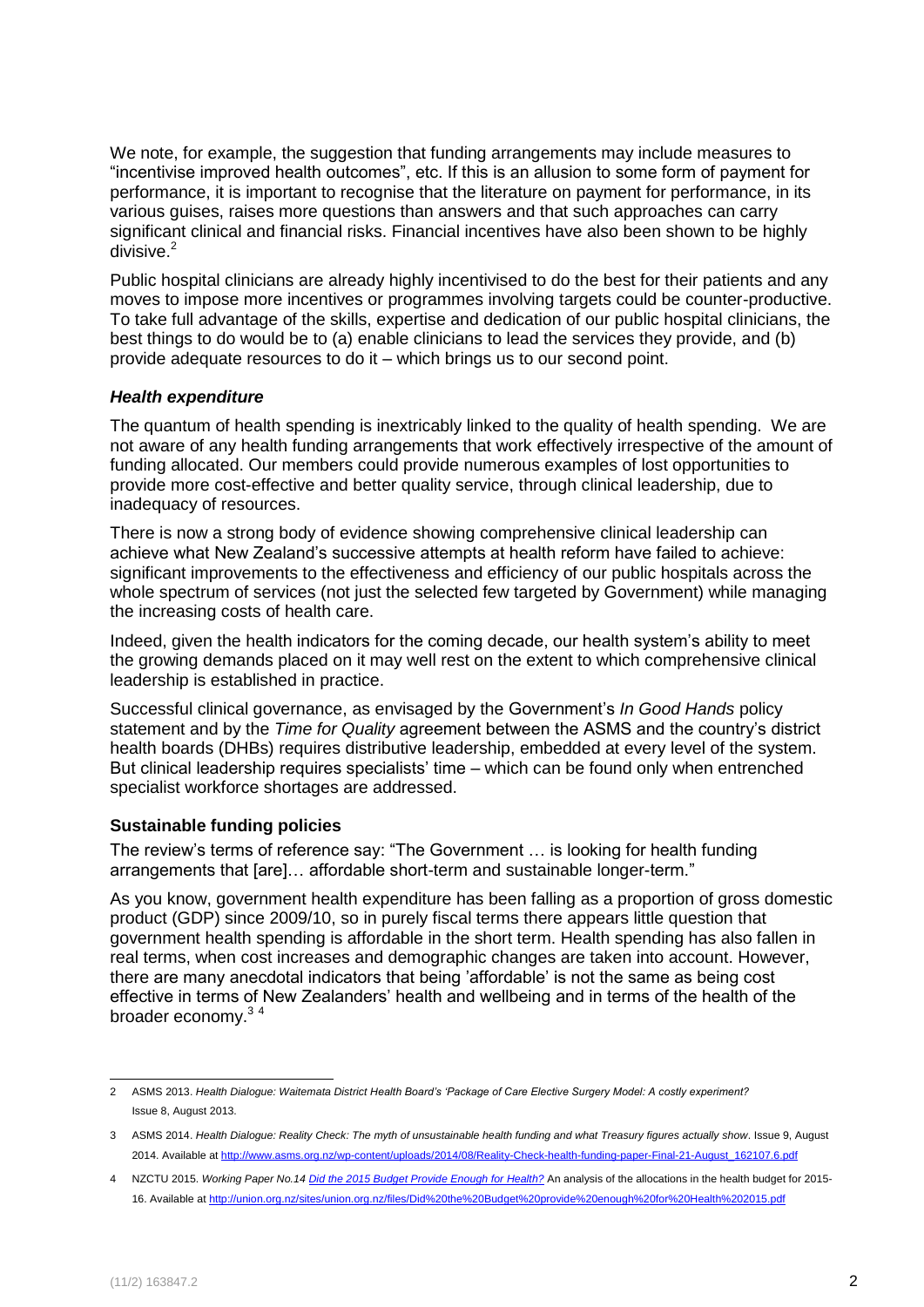We note, for example, the suggestion that funding arrangements may include measures to "incentivise improved health outcomes", etc. If this is an allusion to some form of payment for performance, it is important to recognise that the literature on payment for performance, in its various guises, raises more questions than answers and that such approaches can carry significant clinical and financial risks. Financial incentives have also been shown to be highly divisive.[2]

Public hospital clinicians are already highly incentivised to do the best for their patients and any moves to impose more incentives or programmes involving targets could be counter-productive. To take full advantage of the skills, expertise and dedication of our public hospital clinicians, the best things to do would be to (a) enable clinicians to lead the services they provide, and (b) provide adequate resources to do it – which brings us to our second point.

### *Health expenditure*

The quantum of health spending is inextricably linked to the quality of health spending. We are not aware of any health funding arrangements that work effectively irrespective of the amount of funding allocated. Our members could provide numerous examples of lost opportunities to provide more cost-effective and better quality service, through clinical leadership, due to inadequacy of resources.

There is now a strong body of evidence showing comprehensive clinical leadership can achieve what New Zealand's successive attempts at health reform have failed to achieve: significant improvements to the effectiveness and efficiency of our public hospitals across the whole spectrum of services (not just the selected few targeted by Government) while managing the increasing costs of health care.

Indeed, given the health indicators for the coming decade, our health system's ability to meet the growing demands placed on it may well rest on the extent to which comprehensive clinical leadership is established in practice.

Successful clinical governance, as envisaged by the Government's *In Good Hands* policy statement and by the *Time for Quality* agreement between the ASMS and the country's district health boards (DHBs) requires distributive leadership, embedded at every level of the system. But clinical leadership requires specialists' time – which can be found only when entrenched specialist workforce shortages are addressed.

### **Sustainable funding policies**

The review's terms of reference say: "The Government … is looking for health funding arrangements that [are]… affordable short-term and sustainable longer-term."

As you know, government health expenditure has been falling as a proportion of gross domestic product (GDP) since 2009/10, so in purely fiscal terms there appears little question that government health spending is affordable in the short term. Health spending has also fallen in real terms, when cost increases and demographic changes are taken into account. However, there are many anecdotal indicators that being 'affordable' is not the same as being cost effective in terms of New Zealanders' health and wellbeing and in terms of the health of the broader economy.[3,4]

---

2 ASMS 2013. *Health Dialogue: Waitemata District Health Board's 'Package of Care Elective Surgery Model: A costly experiment?* Issue 8, August 2013.

3 ASMS 2014. *Health Dialogue: Reality Check: The myth of unsustainable health funding and what Treasury figures actually show*. Issue 9, August 2014. Available at http://www.asms.org.nz/wp-content/uploads/2014/08/Reality-Check-health-funding-paper-Final-21-August_162107.6.pdf

4 NZCTU 2015. *Working Paper No.14 Did the 2015 Budget Provide Enough for Health?* An analysis of the allocations in the health budget for 2015-16. Available at http://union.org.nz/sites/union.org.nz/files/Did%20the%20Budget%20provide%20enough%20for%20Health%202015.pdf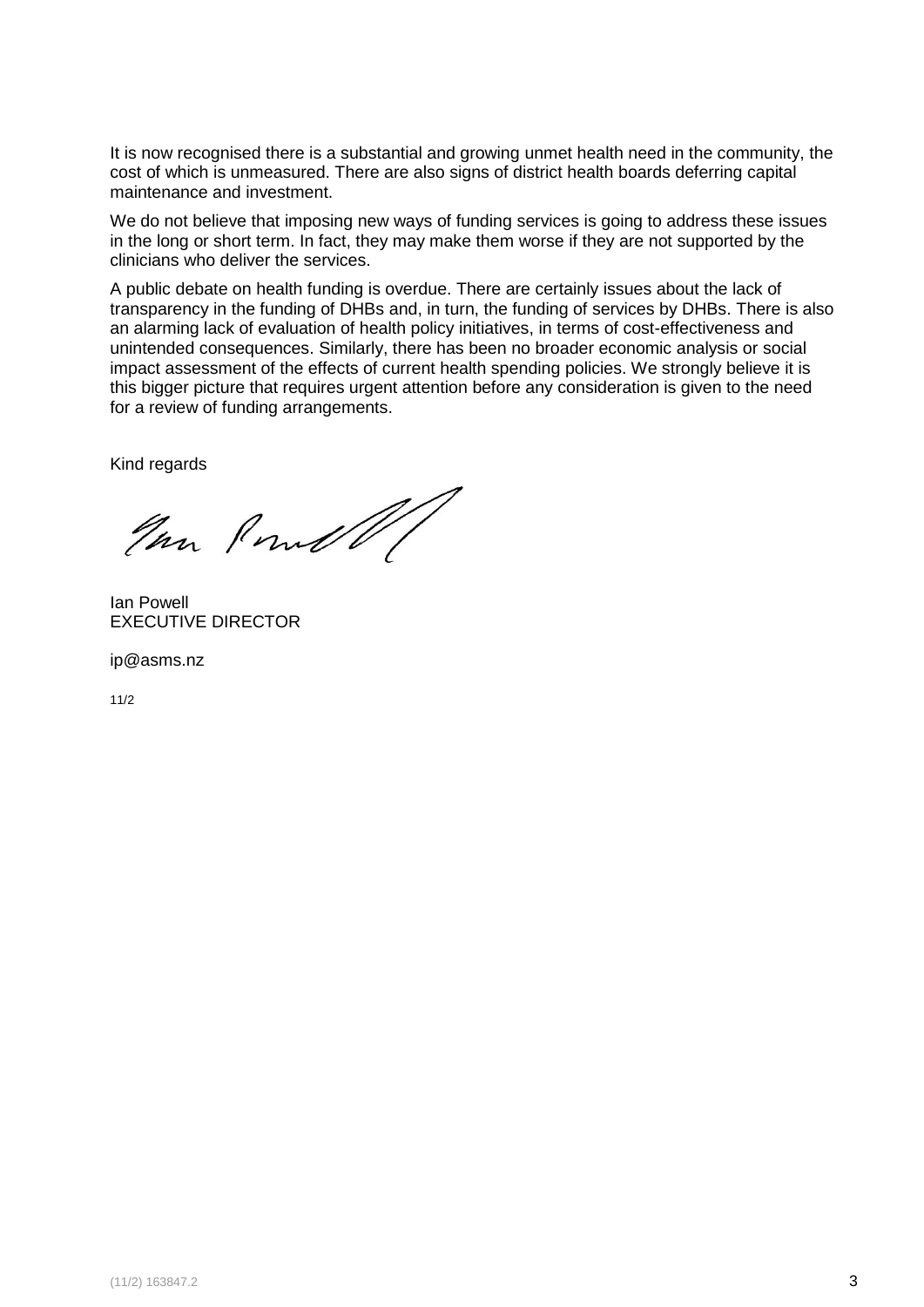It is now recognised there is a substantial and growing unmet health need in the community, the cost of which is unmeasured. There are also signs of district health boards deferring capital maintenance and investment.

We do not believe that imposing new ways of funding services is going to address these issues in the long or short term. In fact, they may make them worse if they are not supported by the clinicians who deliver the services.

A public debate on health funding is overdue. There are certainly issues about the lack of transparency in the funding of DHBs and, in turn, the funding of services by DHBs. There is also an alarming lack of evaluation of health policy initiatives, in terms of cost-effectiveness and unintended consequences. Similarly, there has been no broader economic analysis or social impact assessment of the effects of current health spending policies. We strongly believe it is this bigger picture that requires urgent attention before any consideration is given to the need for a review of funding arrangements.

Kind regards

Ian Powell
EXECUTIVE DIRECTOR

ip@asms.nz

11/2

(11/2) 163847.2